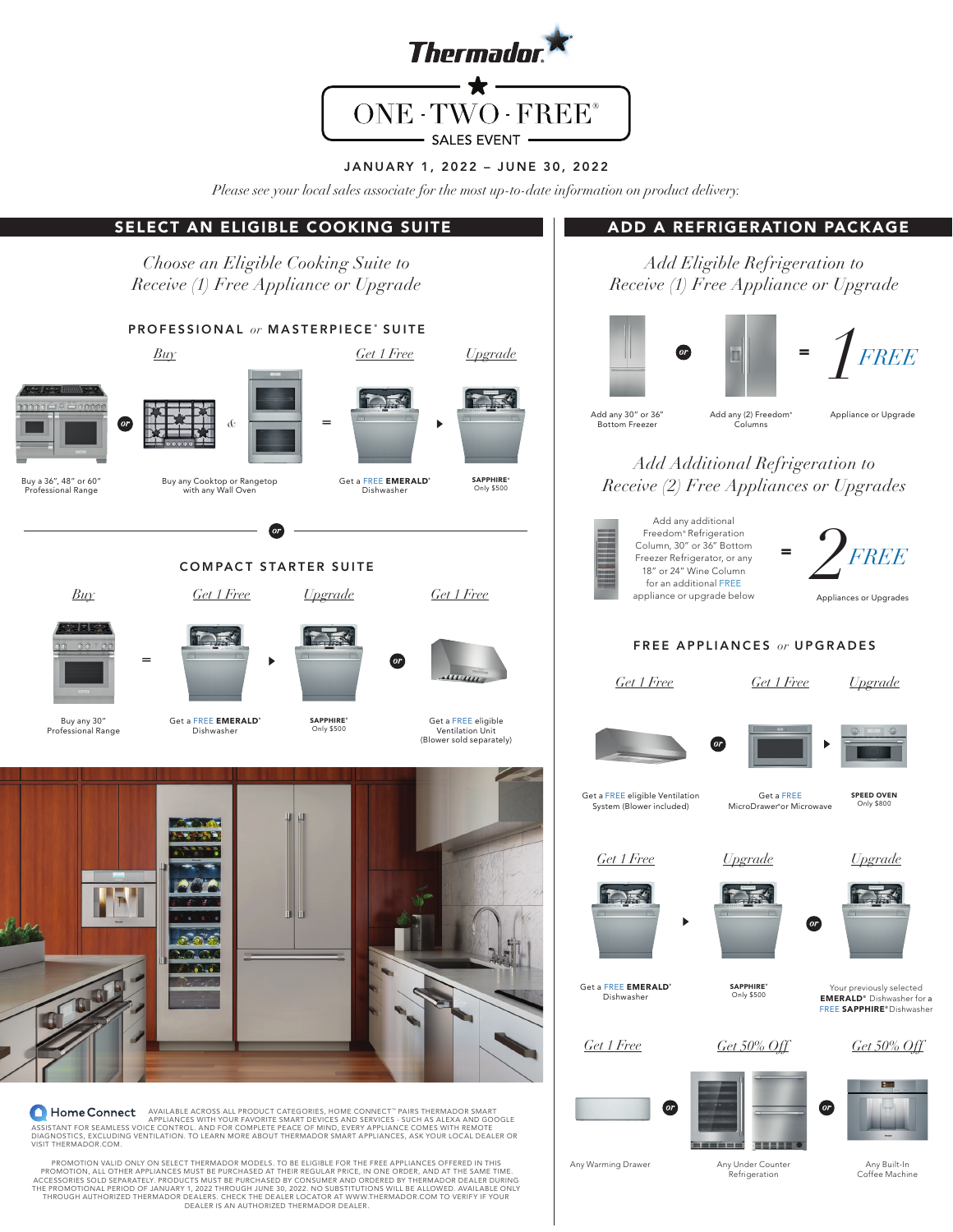# Thermador

## ONE · TWO · FREE® SALES EVENT

**JANUARY 1, 2022 – JUNE 30, 2022**

*Please see your local sales associate for the most up-to-date information on product delivery.*

## SELECT AN ELIGIBLE COOKING SUITE

*Choose an Eligible Cooking Suite to Receive (1) Free Appliance or Upgrade*

### PROFESSIONAL *or* MASTERPIECE® SUITE

*Buy* — Buy a 36", 48" or 60" Professional Range *or* Buy any Cooktop or Rangetop with any Wall Oven

= *Get 1 Free* — Get a FREE **EMERALD®** Dishwasher

*Upgrade* — **SAPPHIRE®** Only $500

*or*

### COMPACT STARTER SUITE

*Buy* — Buy any 30" Professional Range

= *Get 1 Free* — Get a FREE **EMERALD®** Dishwasher

*Upgrade* — **SAPPHIRE®** Only $500

*or*

*Get 1 Free* — Get a FREE eligible Ventilation Unit (Blower sold separately)

**Home Connect** AVAILABLE ACROSS ALL PRODUCT CATEGORIES, HOME CONNECT™ PAIRS THERMADOR SMART APPLIANCES WITH YOUR FAVORITE SMART DEVICES AND SERVICES - SUCH AS ALEXA AND GOOGLE ASSISTANT FOR SEAMLESS VOICE CONTROL. AND FOR COMPLETE PEACE OF MIND, EVERY APPLIANCE COMES WITH REMOTE DIAGNOSTICS, EXCLUDING VENTILATION. TO LEARN MORE ABOUT THERMADOR SMART APPLIANCES, ASK YOUR LOCAL DEALER OR VISIT THERMADOR.COM.

PROMOTION VALID ONLY ON SELECT THERMADOR MODELS. TO BE ELIGIBLE FOR THE FREE APPLIANCES OFFERED IN THIS PROMOTION, ALL OTHER APPLIANCES MUST BE PURCHASED AT THEIR REGULAR PRICE, IN ONE ORDER, AND AT THE SAME TIME. ACCESSORIES SOLD SEPARATELY. PRODUCTS MUST BE PURCHASED BY CONSUMER AND ORDERED BY THERMADOR DEALER DURING THE PROMOTIONAL PERIOD OF JANUARY 1, 2022 THROUGH JUNE 30, 2022. NO SUBSTITUTIONS WILL BE ALLOWED. AVAILABLE ONLY THROUGH AUTHORIZED THERMADOR DEALERS. CHECK THE DEALER LOCATOR AT WWW.THERMADOR.COM TO VERIFY IF YOUR DEALER IS AN AUTHORIZED THERMADOR DEALER.

## ADD A REFRIGERATION PACKAGE

*Add Eligible Refrigeration to Receive (1) Free Appliance or Upgrade*

Add any 30" or 36" Bottom Freezer *or* Add any (2) Freedom® Columns = *1 FREE* Appliance or Upgrade

*Add Additional Refrigeration to Receive (2) Free Appliances or Upgrades*

Add any additional Freedom® Refrigeration Column, 30" or 36" Bottom Freezer Refrigerator, or any 18" or 24" Wine Column for an additional FREE appliance or upgrade below = *2 FREE* Appliances or Upgrades

### FREE APPLIANCES *or* UPGRADES

*Get 1 Free* — Get a FREE eligible Ventilation System (Blower included)

*or*

*Get 1 Free* — Get a FREE MicroDrawer® or Microwave

*Upgrade* — **SPEED OVEN** Only $800

*Get 1 Free* — Get a FREE **EMERALD®** Dishwasher

*Upgrade* — **SAPPHIRE®** Only $500

*or*

*Upgrade* — Your previously selected **EMERALD®** Dishwasher for a FREE **SAPPHIRE®** Dishwasher

*Get 1 Free* — Any Warming Drawer

*or*

*Get 50% Off* — Any Under Counter Refrigeration

*or*

*Get 50% Off* — Any Built-In Coffee Machine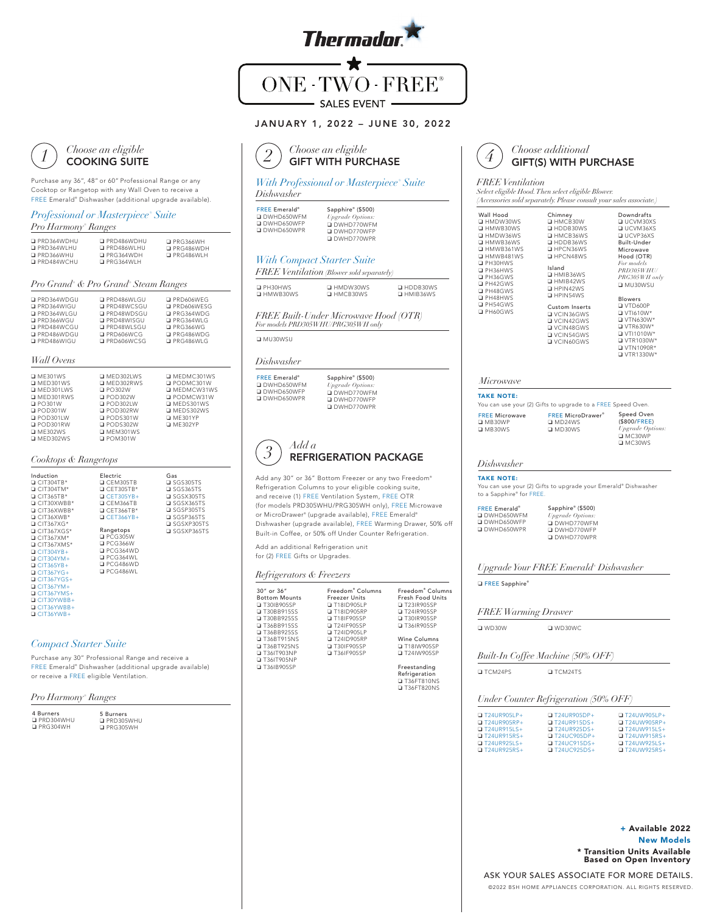# Thermador

## ONE · TWO · FREE®

SALES EVENT

JANUARY 1, 2022 – JUNE 30, 2022

## 1 Choose an eligible COOKING SUITE

Purchase any 36", 48" or 60" Professional Range or any Cooktop or Rangetop with any Wall Oven to receive a FREE Emerald® Dishwasher (additional upgrade available).

### *Professional or Masterpiece® Suite*

#### *Pro Harmony® Ranges*

- ❑ PRD364WDHU
- ❑ PRD364WLHU
- ❑ PRD366WHU
- ❑ PRD484WCHU
- ❑ PRD486WDHU
- ❑ PRD486WLHU
- ❑ PRG364WDH
- ❑ PRG364WLH
- ❑ PRG366WH
- ❑ PRG486WDH
- ❑ PRG486WLH

#### *Pro Grand® & Pro Grand® Steam Ranges*

- ❑ PRD364WDGU
- ❑ PRD364WIGU
- ❑ PRD364WLGU
- ❑ PRD366WGU
- ❑ PRD484WCGU
- ❑ PRD486WDGU
- ❑ PRD486WIGU
- ❑ PRD486WLGU
- ❑ PRD48WCSGU
- ❑ PRD48WDSGU
- ❑ PRD48WISGU
- ❑ PRD48WLSGU
- ❑ PRD606WCG
- ❑ PRD606WCSG
- ❑ PRD606WEG
- ❑ PRD606WESG
- ❑ PRG364WDG
- ❑ PRG364WLG
- ❑ PRG366WG
- ❑ PRG486WDG
- ❑ PRG486WLG

#### *Wall Ovens*

- ❑ ME301WS
- ❑ MED301WS
- ❑ MED301LWS
- ❑ MED301RWS
- ❑ PO301W
- ❑ POD301W
- ❑ POD301LW
- ❑ POD301RW
- ❑ ME302WS
- ❑ MED302WS
- ❑ MED302LWS
- ❑ MED302RWS
- ❑ PO302W
- ❑ POD302W
- ❑ POD302LW
- ❑ POD302RW
- ❑ PODS301W
- ❑ PODS302W
- ❑ MEM301WS
- ❑ POM301W
- ❑ MEDMC301WS
- ❑ PODMC301W
- ❑ MEDMCW31WS
- ❑ PODMCW31W
- ❑ MEDS301WS
- ❑ MEDS302WS
- ❑ ME301YP
- ❑ ME302YP

#### *Cooktops & Rangetops*

**Induction**
- ❑ CIT304TB*
- ❑ CIT304TM*
- ❑ CIT365TB*
- ❑ CIT30XWBB*
- ❑ CIT36XWBB*
- ❑ CIT36XWB*
- ❑ CIT367XG*
- ❑ CIT367XGS*
- ❑ CIT367XM*
- ❑ CIT367XMS*
- ❑ CIT304YB+
- ❑ CIT304YM+
- ❑ CIT365YB+
- ❑ CIT367YG+
- ❑ CIT367YGS+
- ❑ CIT367YM+
- ❑ CIT367YMS+
- ❑ CIT30YWBB+
- ❑ CIT36YWBB+
- ❑ CIT36YWB+

**Electric**
- ❑ CEM305TB
- ❑ CET305TB*
- ❑ CET305YB+
- ❑ CEM366TB
- ❑ CET366TB*
- ❑ CET366YB+

**Rangetops**
- ❑ PCG305W
- ❑ PCG366W
- ❑ PCG364WD
- ❑ PCG364WL
- ❑ PCG486WD
- ❑ PCG486WL

**Gas**
- ❑ SGS305TS
- ❑ SGS365TS
- ❑ SGSX305TS
- ❑ SGSX365TS
- ❑ SGSP305TS
- ❑ SGSP365TS
- ❑ SGSXP305TS
- ❑ SGSXP365TS

### *Compact Starter Suite*

Purchase any 30" Professional Range and receive a FREE Emerald® Dishwasher (additional upgrade available) or receive a FREE eligible Ventilation.

#### *Pro Harmony® Ranges*

**4 Burners**
- ❑ PRD304WHU
- ❑ PRG304WH

**5 Burners**
- ❑ PRD305WHU
- ❑ PRG305WH

## 2 Choose an eligible GIFT WITH PURCHASE

### *With Professional or Masterpiece® Suite*

#### *Dishwasher*

**FREE Emerald®**
- ❑ DWHD650WFM
- ❑ DWHD650WFP
- ❑ DWHD650WPR

**Sapphire® ($500)**
*Upgrade Options:*
- ❑ DWHD770WFM
- ❑ DWHD770WFP
- ❑ DWHD770WPR

### *With Compact Starter Suite*

#### *FREE Ventilation* *(Blower sold separately)*

- ❑ PH30HWS
- ❑ HMWB30WS
- ❑ HMDW30WS
- ❑ HMCB30WS
- ❑ HDDB30WS
- ❑ HMIB36WS

#### *FREE Built-Under Microwave Hood (OTR)*

*For models PRD305WHU/PRG305WH only*

- ❑ MU30WSU

#### *Dishwasher*

**FREE Emerald®**
- ❑ DWHD650WFM
- ❑ DWHD650WFP
- ❑ DWHD650WPR

**Sapphire® ($500)**
*Upgrade Options:*
- ❑ DWHD770WFM
- ❑ DWHD770WFP
- ❑ DWHD770WPR

## 3 Add a REFRIGERATION PACKAGE

Add any 30" or 36" Bottom Freezer or any two Freedom® Refrigeration Columns to your eligible cooking suite, and receive (1) FREE Ventilation System, FREE OTR (for models PRD305WHU/PRG305WH only), FREE Microwave or MicroDrawer® (upgrade available), FREE Emerald® Dishwasher (upgrade available), FREE Warming Drawer, 50% off Built-in Coffee, or 50% off Under Counter Refrigeration.

Add an additional Refrigeration unit for (2) FREE Gifts or Upgrades.

#### *Refrigerators & Freezers*

**30" or 36" Bottom Mounts**
- ❑ T30IB905SP
- ❑ T30BB915SS
- ❑ T30BB925SS
- ❑ T36BB915SS
- ❑ T36BB925SS
- ❑ T36BT915NS
- ❑ T36BT925NS
- ❑ T36IT903NP
- ❑ T36IT905NP
- ❑ T36IB905SP

**Freedom® Columns Freezer Units**
- ❑ T18ID905LP
- ❑ T18ID905RP
- ❑ T18IF905SP
- ❑ T24IF905SP
- ❑ T24ID905LP
- ❑ T24ID905RP
- ❑ T30IF905SP
- ❑ T36IF905SP

**Freedom® Columns Fresh Food Units**
- ❑ T23IR905SP
- ❑ T24IR905SP
- ❑ T30IR905SP
- ❑ T36IR905SP

**Wine Columns**
- ❑ T18IW905SP
- ❑ T24IW905SP

**Freestanding Refrigeration**
- ❑ T36FT810NS
- ❑ T36FT820NS

## 4 Choose additional GIFT(S) WITH PURCHASE

### *FREE Ventilation*

*Select eligible Hood. Then select eligible Blower. (Accessories sold separately. Please consult your sales associate.)*

**Wall Hood**
- ❑ HMDW30WS
- ❑ HMWB30WS
- ❑ HMDW36WS
- ❑ HMWB36WS
- ❑ HMWB361WS
- ❑ HMWB481WS
- ❑ PH30HWS
- ❑ PH36HWS
- ❑ PH36GWS
- ❑ PH42GWS
- ❑ PH48GWS
- ❑ PH48HWS
- ❑ PH54GWS
- ❑ PH60GWS

**Chimney**
- ❑ HMCB30WS
- ❑ HDDB30WS
- ❑ HMCB36WS
- ❑ HDDB36WS
- ❑ HPCN36WS
- ❑ HPCN48WS

**Island**
- ❑ HMIB36WS
- ❑ HMIB42WS
- ❑ HPIN42WS
- ❑ HPIN54WS

**Custom Inserts**
- ❑ VCIN36GWS
- ❑ VCIN42GWS
- ❑ VCIN48GWS
- ❑ VCIN54GWS
- ❑ VCIN60GWS

**Downdrafts**
- ❑ UCVM30XS
- ❑ UCVM36XS
- ❑ UCVP36XS

**Built-Under Microwave Hood (OTR)**
*For models PRD305WHU/PRG305WH only*
- ❑ MU30WSU

**Blowers**
- ❑ VTD600P
- ❑ VTI610W*
- ❑ VTN630W*
- ❑ VTR630W*
- ❑ VTI1010W*
- ❑ VTR1030W*
- ❑ VTN1090R*
- ❑ VTR1330W*

### *Microwave*

**TAKE NOTE:**
You can use your (2) Gifts to upgrade to a FREE Speed Oven.

**FREE Microwave**
- ❑ MB30WP
- ❑ MB30WS

**FREE MicroDrawer®**
- ❑ MD24WS
- ❑ MD30WS

**Speed Oven ($800/FREE)**
*Upgrade Options:*
- ❑ MC30WP
- ❑ MC30WS

### *Dishwasher*

**TAKE NOTE:**
You can use your (2) Gifts to upgrade your Emerald® Dishwasher to a Sapphire® for FREE.

**FREE Emerald®**
- ❑ DWHD650WFM
- ❑ DWHD650WFP
- ❑ DWHD650WPR

**Sapphire® ($500)**
*Upgrade Options:*
- ❑ DWHD770WFM
- ❑ DWHD770WFP
- ❑ DWHD770WPR

### *Upgrade Your FREE Emerald® Dishwasher*

- ❑ FREE Sapphire®

### *FREE Warming Drawer*

- ❑ WD30W
- ❑ WD30WC

### *Built-In Coffee Machine (50% OFF)*

- ❑ TCM24PS
- ❑ TCM24TS

### *Under Counter Refrigeration (50% OFF)*

- ❑ T24UR905LP+
- ❑ T24UR905RP+
- ❑ T24UR915LS+
- ❑ T24UR915RS+
- ❑ T24UR925LS+
- ❑ T24UR925RS+
- ❑ T24UR905DP+
- ❑ T24UR915DS+
- ❑ T24UR925DS+
- ❑ T24UC905DP+
- ❑ T24UC915DS+
- ❑ T24UC925DS+
- ❑ T24UW905LP+
- ❑ T24UW905RP+
- ❑ T24UW915LS+
- ❑ T24UW915RS+
- ❑ T24UW925LS+
- ❑ T24UW925RS+

**+ Available 2022**
**New Models**
**\* Transition Units Available Based on Open Inventory**

ASK YOUR SALES ASSOCIATE FOR MORE DETAILS.

©2022 BSH HOME APPLIANCES CORPORATION. ALL RIGHTS RESERVED.